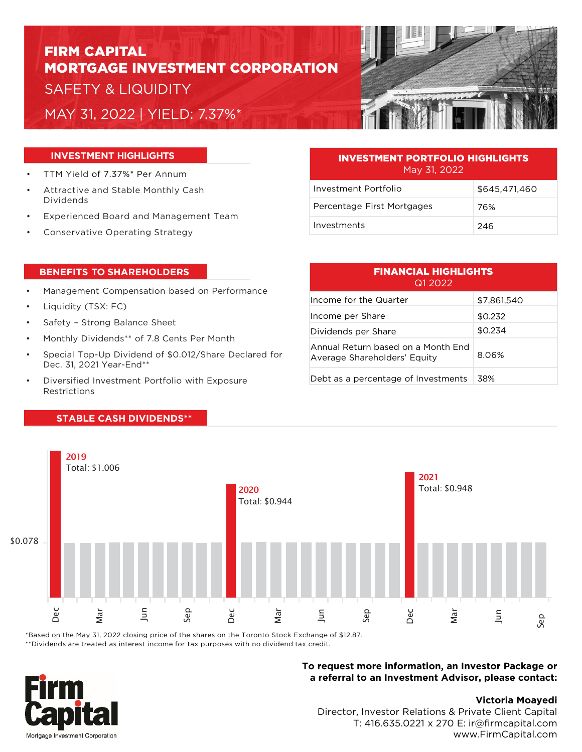# FIRM CAPITAL MORTGAGE INVESTMENT CORPORATION

## SAFETY & LIQUIDITY

## MAY 31, 2022 | YIELD: 7.37%*

### INVESTMENT HIGHLIGHTS

- TTM Yield of 7.37%* Per Annum
- Attractive and Stable Monthly Cash Dividends
- Experienced Board and Management Team
- Conservative Operating Strategy

### INVESTMENT PORTFOLIO HIGHLIGHTS
May 31, 2022

| | |
|---|---|
| Investment Portfolio | $645,471,460 |
| Percentage First Mortgages | 76% |
| Investments | 246 |

### BENEFITS TO SHAREHOLDERS

- Management Compensation based on Performance
- Liquidity (TSX: FC)
- Safety – Strong Balance Sheet
- Monthly Dividends** of 7.8 Cents Per Month
- Special Top-Up Dividend of $0.012/Share Declared for Dec. 31, 2021 Year-End**
- Diversified Investment Portfolio with Exposure Restrictions

### FINANCIAL HIGHLIGHTS
Q1 2022

| | |
|---|---|
| Income for the Quarter | $7,861,540 |
| Income per Share | $0.232 |
| Dividends per Share | $0.234 |
| Annual Return based on a Month End Average Shareholders' Equity | 8.06% |
| Debt as a percentage of Investments | 38% |

### STABLE CASH DIVIDENDS**

2019 Total: $1.006

2020 Total: $0.944

2021 Total: $0.948

$0.078

Dec Mar Jun Sep Dec Mar Jun Sep Dec Mar Jun Sep

*Based on the May 31, 2022 closing price of the shares on the Toronto Stock Exchange of $12.87.

**Dividends are treated as interest income for tax purposes with no dividend tax credit.

Firm Capital Mortgage Investment Corporation

**To request more information, an Investor Package or a referral to an Investment Advisor, please contact:**

**Victoria Moayedi**
Director, Investor Relations & Private Client Capital
T: 416.635.0221 x 270 E: ir@firmcapital.com
www.FirmCapital.com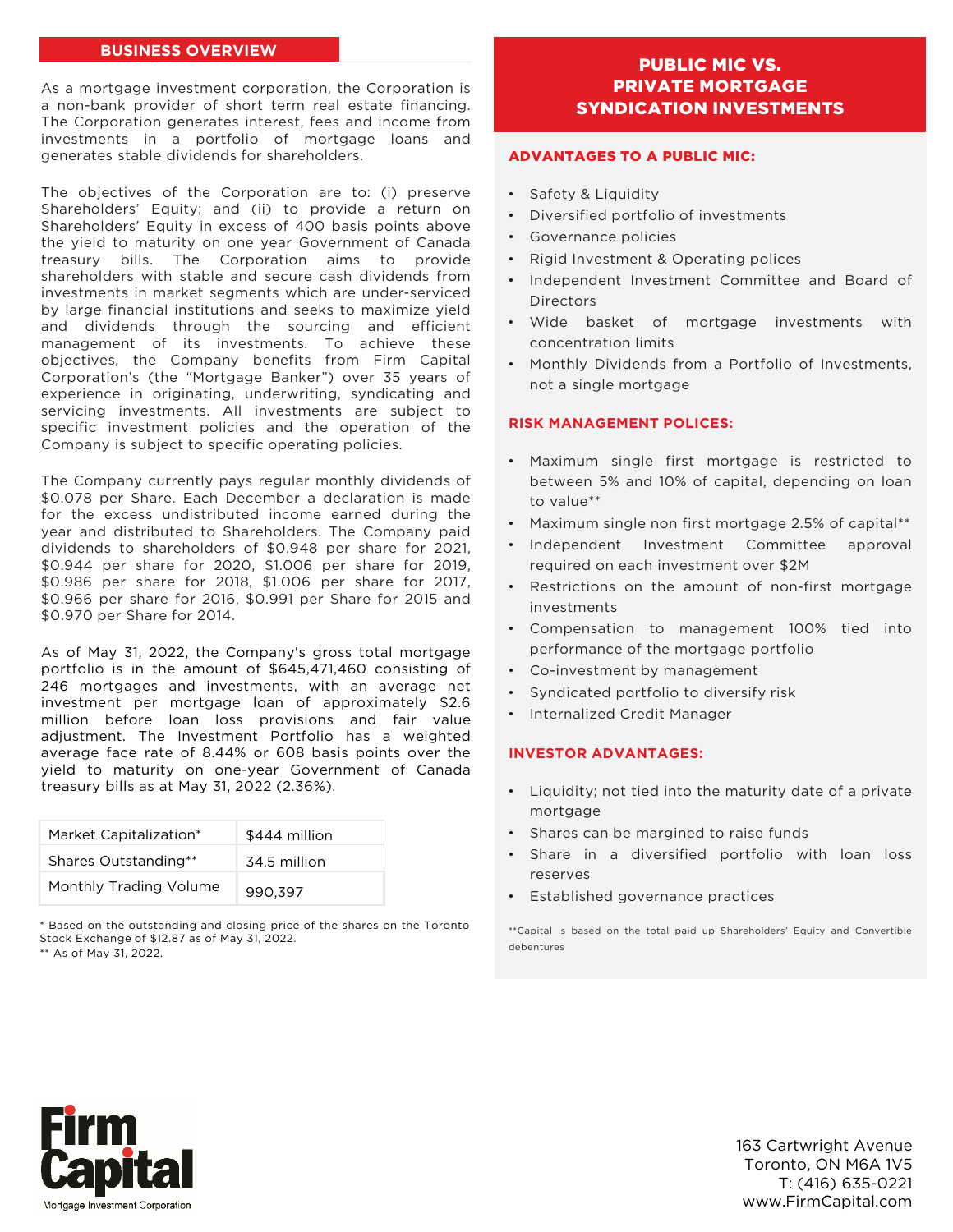## BUSINESS OVERVIEW

As a mortgage investment corporation, the Corporation is a non-bank provider of short term real estate financing. The Corporation generates interest, fees and income from investments in a portfolio of mortgage loans and generates stable dividends for shareholders.

The objectives of the Corporation are to: (i) preserve Shareholders' Equity; and (ii) to provide a return on Shareholders' Equity in excess of 400 basis points above the yield to maturity on one year Government of Canada treasury bills. The Corporation aims to provide shareholders with stable and secure cash dividends from investments in market segments which are under-serviced by large financial institutions and seeks to maximize yield and dividends through the sourcing and efficient management of its investments. To achieve these objectives, the Company benefits from Firm Capital Corporation's (the "Mortgage Banker") over 35 years of experience in originating, underwriting, syndicating and servicing investments. All investments are subject to specific investment policies and the operation of the Company is subject to specific operating policies.

The Company currently pays regular monthly dividends of $0.078 per Share. Each December a declaration is made for the excess undistributed income earned during the year and distributed to Shareholders. The Company paid dividends to shareholders of $0.948 per share for 2021, $0.944 per share for 2020, $1.006 per share for 2019, $0.986 per share for 2018, $1.006 per share for 2017, $0.966 per share for 2016, $0.991 per Share for 2015 and $0.970 per Share for 2014.

As of May 31, 2022, the Company's gross total mortgage portfolio is in the amount of $645,471,460 consisting of 246 mortgages and investments, with an average net investment per mortgage loan of approximately $2.6 million before loan loss provisions and fair value adjustment. The Investment Portfolio has a weighted average face rate of 8.44% or 608 basis points over the yield to maturity on one-year Government of Canada treasury bills as at May 31, 2022 (2.36%).

| | |
|---|---|
| Market Capitalization* | $444 million |
| Shares Outstanding** | 34.5 million |
| Monthly Trading Volume | 990,397 |

\* Based on the outstanding and closing price of the shares on the Toronto Stock Exchange of $12.87 as of May 31, 2022.
** As of May 31, 2022.

## PUBLIC MIC VS. PRIVATE MORTGAGE SYNDICATION INVESTMENTS

### ADVANTAGES TO A PUBLIC MIC:

- Safety & Liquidity
- Diversified portfolio of investments
- Governance policies
- Rigid Investment & Operating polices
- Independent Investment Committee and Board of Directors
- Wide basket of mortgage investments with concentration limits
- Monthly Dividends from a Portfolio of Investments, not a single mortgage

### RISK MANAGEMENT POLICES:

- Maximum single first mortgage is restricted to between 5% and 10% of capital, depending on loan to value**
- Maximum single non first mortgage 2.5% of capital**
- Independent Investment Committee approval required on each investment over $2M
- Restrictions on the amount of non-first mortgage investments
- Compensation to management 100% tied into performance of the mortgage portfolio
- Co-investment by management
- Syndicated portfolio to diversify risk
- Internalized Credit Manager

### INVESTOR ADVANTAGES:

- Liquidity; not tied into the maturity date of a private mortgage
- Shares can be margined to raise funds
- Share in a diversified portfolio with loan loss reserves
- Established governance practices

**Capital is based on the total paid up Shareholders' Equity and Convertible debentures

Firm Capital
Mortgage Investment Corporation

163 Cartwright Avenue
Toronto, ON M6A 1V5
T: (416) 635-0221
www.FirmCapital.com